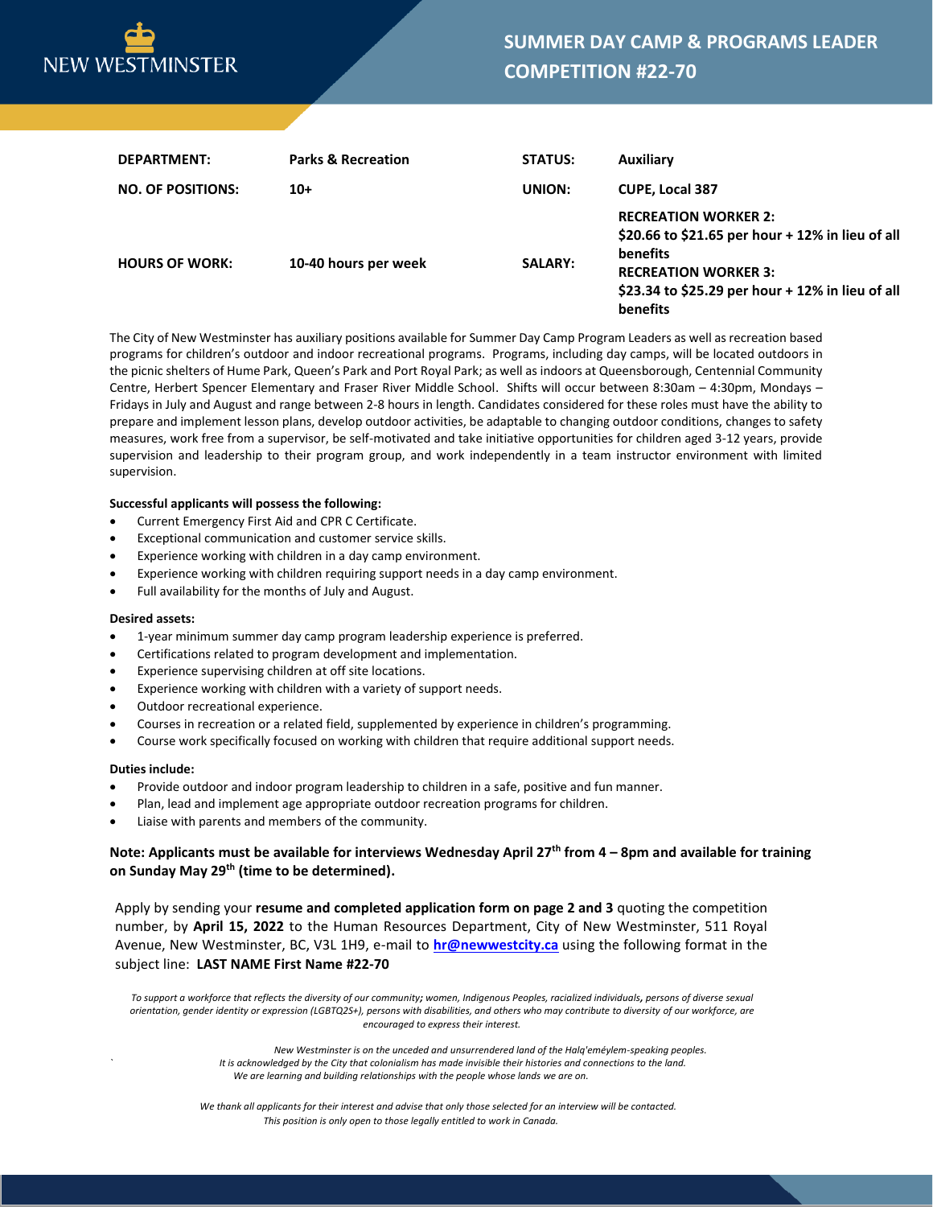NEW WESTMINSTER

# SUMMER DAY CAMP & PROGRAMS LEADER COMPETITION #22-70

| | | | |
|---|---|---|---|
| **DEPARTMENT:** | **Parks & Recreation** | **STATUS:** | **Auxiliary** |
| **NO. OF POSITIONS:** | **10+** | **UNION:** | **CUPE, Local 387** |
| **HOURS OF WORK:** | **10-40 hours per week** | **SALARY:** | **RECREATION WORKER 2:** **$20.66 to $21.65 per hour + 12% in lieu of all benefits** **RECREATION WORKER 3:** **$23.34 to $25.29 per hour + 12% in lieu of all benefits** |

The City of New Westminster has auxiliary positions available for Summer Day Camp Program Leaders as well as recreation based programs for children's outdoor and indoor recreational programs. Programs, including day camps, will be located outdoors in the picnic shelters of Hume Park, Queen's Park and Port Royal Park; as well as indoors at Queensborough, Centennial Community Centre, Herbert Spencer Elementary and Fraser River Middle School. Shifts will occur between 8:30am – 4:30pm, Mondays – Fridays in July and August and range between 2-8 hours in length. Candidates considered for these roles must have the ability to prepare and implement lesson plans, develop outdoor activities, be adaptable to changing outdoor conditions, changes to safety measures, work free from a supervisor, be self-motivated and take initiative opportunities for children aged 3-12 years, provide supervision and leadership to their program group, and work independently in a team instructor environment with limited supervision.

**Successful applicants will possess the following:**

- Current Emergency First Aid and CPR C Certificate.
- Exceptional communication and customer service skills.
- Experience working with children in a day camp environment.
- Experience working with children requiring support needs in a day camp environment.
- Full availability for the months of July and August.

**Desired assets:**

- 1-year minimum summer day camp program leadership experience is preferred.
- Certifications related to program development and implementation.
- Experience supervising children at off site locations.
- Experience working with children with a variety of support needs.
- Outdoor recreational experience.
- Courses in recreation or a related field, supplemented by experience in children's programming.
- Course work specifically focused on working with children that require additional support needs.

**Duties include:**

- Provide outdoor and indoor program leadership to children in a safe, positive and fun manner.
- Plan, lead and implement age appropriate outdoor recreation programs for children.
- Liaise with parents and members of the community.

**Note: Applicants must be available for interviews Wednesday April 27th from 4 – 8pm and available for training on Sunday May 29th (time to be determined).**

Apply by sending your **resume and completed application form on page 2 and 3** quoting the competition number, by **April 15, 2022** to the Human Resources Department, City of New Westminster, 511 Royal Avenue, New Westminster, BC, V3L 1H9, e-mail to **hr@newwestcity.ca** using the following format in the subject line: **LAST NAME First Name #22-70**

*To support a workforce that reflects the diversity of our community; women, Indigenous Peoples, racialized individuals, persons of diverse sexual orientation, gender identity or expression (LGBTQ2S+), persons with disabilities, and others who may contribute to diversity of our workforce, are encouraged to express their interest.*

*New Westminster is on the unceded and unsurrendered land of the Halq'eméylem-speaking peoples. It is acknowledged by the City that colonialism has made invisible their histories and connections to the land. We are learning and building relationships with the people whose lands we are on.*

*We thank all applicants for their interest and advise that only those selected for an interview will be contacted. This position is only open to those legally entitled to work in Canada.*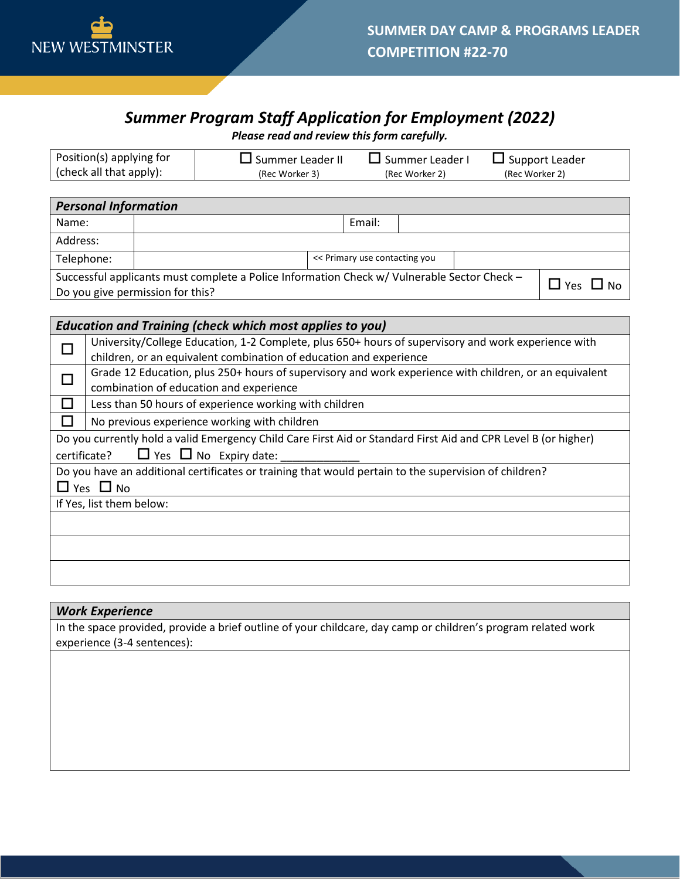NEW WESTMINSTER

**SUMMER DAY CAMP & PROGRAMS LEADER**
**COMPETITION #22-70**

# *Summer Program Staff Application for Employment (2022)*

***Please read and review this form carefully.***

| Position(s) applying for (check all that apply): | ☐ Summer Leader II (Rec Worker 3) | ☐ Summer Leader I (Rec Worker 2) | ☐ Support Leader (Rec Worker 2) |
|---|---|---|---|

| ***Personal Information*** | | | |
|---|---|---|---|
| Name: | | Email: | |
| Address: | | | |
| Telephone: | | << Primary use contacting you | |
| Successful applicants must complete a Police Information Check w/ Vulnerable Sector Check – Do you give permission for this? | | | ☐ Yes ☐ No |

| ***Education and Training (check which most applies to you)*** | |
|---|---|
| ☐ | University/College Education, 1-2 Complete, plus 650+ hours of supervisory and work experience with children, or an equivalent combination of education and experience |
| ☐ | Grade 12 Education, plus 250+ hours of supervisory and work experience with children, or an equivalent combination of education and experience |
| ☐ | Less than 50 hours of experience working with children |
| ☐ | No previous experience working with children |
| Do you currently hold a valid Emergency Child Care First Aid or Standard First Aid and CPR Level B (or higher) certificate? ☐ Yes ☐ No Expiry date: _____________ | |
| Do you have an additional certificates or training that would pertain to the supervision of children? ☐ Yes ☐ No | |
| If Yes, list them below: | |
| | |
| | |
| | |

| ***Work Experience*** |
|---|
| In the space provided, provide a brief outline of your childcare, day camp or children's program related work experience (3-4 sentences): |
| |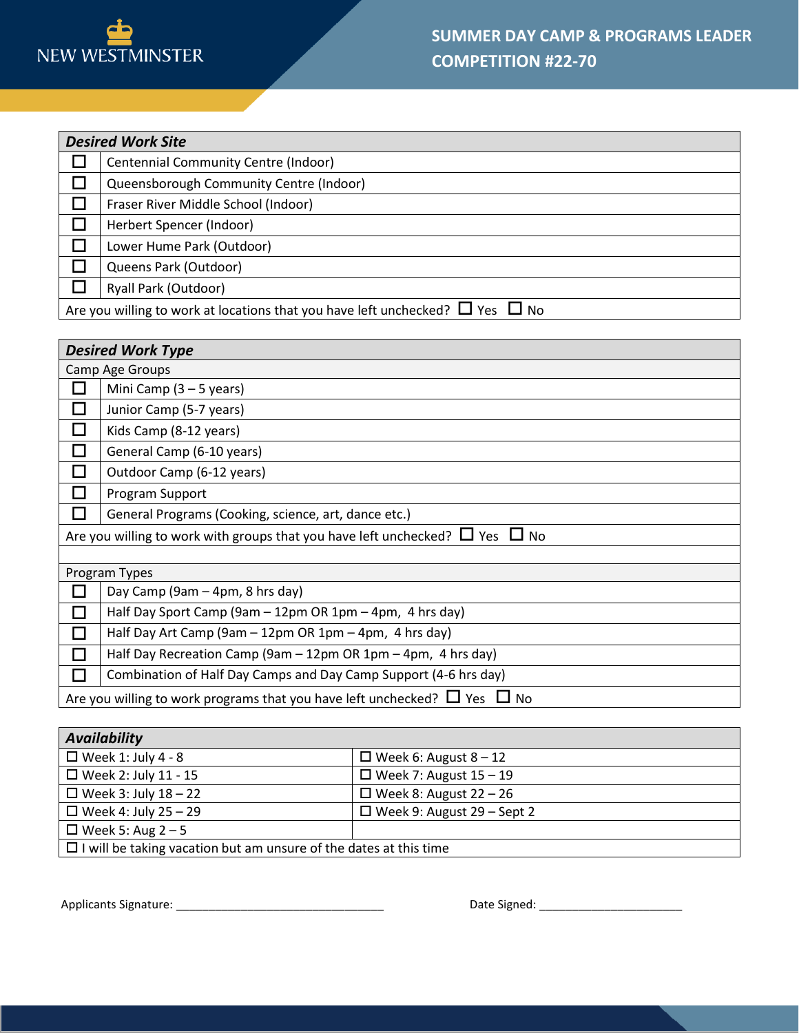NEW WESTMINSTER

## SUMMER DAY CAMP & PROGRAMS LEADER COMPETITION #22-70

| Desired Work Site | |
|---|---|
| ☐ | Centennial Community Centre (Indoor) |
| ☐ | Queensborough Community Centre (Indoor) |
| ☐ | Fraser River Middle School (Indoor) |
| ☐ | Herbert Spencer (Indoor) |
| ☐ | Lower Hume Park (Outdoor) |
| ☐ | Queens Park (Outdoor) |
| ☐ | Ryall Park (Outdoor) |
| Are you willing to work at locations that you have left unchecked? ☐ Yes ☐ No | |

| Desired Work Type | |
|---|---|
| Camp Age Groups | |
| ☐ | Mini Camp (3 – 5 years) |
| ☐ | Junior Camp (5-7 years) |
| ☐ | Kids Camp (8-12 years) |
| ☐ | General Camp (6-10 years) |
| ☐ | Outdoor Camp (6-12 years) |
| ☐ | Program Support |
| ☐ | General Programs (Cooking, science, art, dance etc.) |
| Are you willing to work with groups that you have left unchecked? ☐ Yes ☐ No | |
| | |
| Program Types | |
| ☐ | Day Camp (9am – 4pm, 8 hrs day) |
| ☐ | Half Day Sport Camp (9am – 12pm OR 1pm – 4pm, 4 hrs day) |
| ☐ | Half Day Art Camp (9am – 12pm OR 1pm – 4pm, 4 hrs day) |
| ☐ | Half Day Recreation Camp (9am – 12pm OR 1pm – 4pm, 4 hrs day) |
| ☐ | Combination of Half Day Camps and Day Camp Support (4-6 hrs day) |
| Are you willing to work programs that you have left unchecked? ☐ Yes ☐ No | |

| Availability | |
|---|---|
| ☐ Week 1: July 4 - 8 | ☐ Week 6: August 8 – 12 |
| ☐ Week 2: July 11 - 15 | ☐ Week 7: August 15 – 19 |
| ☐ Week 3: July 18 – 22 | ☐ Week 8: August 22 – 26 |
| ☐ Week 4: July 25 – 29 | ☐ Week 9: August 29 – Sept 2 |
| ☐ Week 5: Aug 2 – 5 | |
| ☐ I will be taking vacation but am unsure of the dates at this time | |

Applicants Signature: ________________________________ Date Signed: ______________________